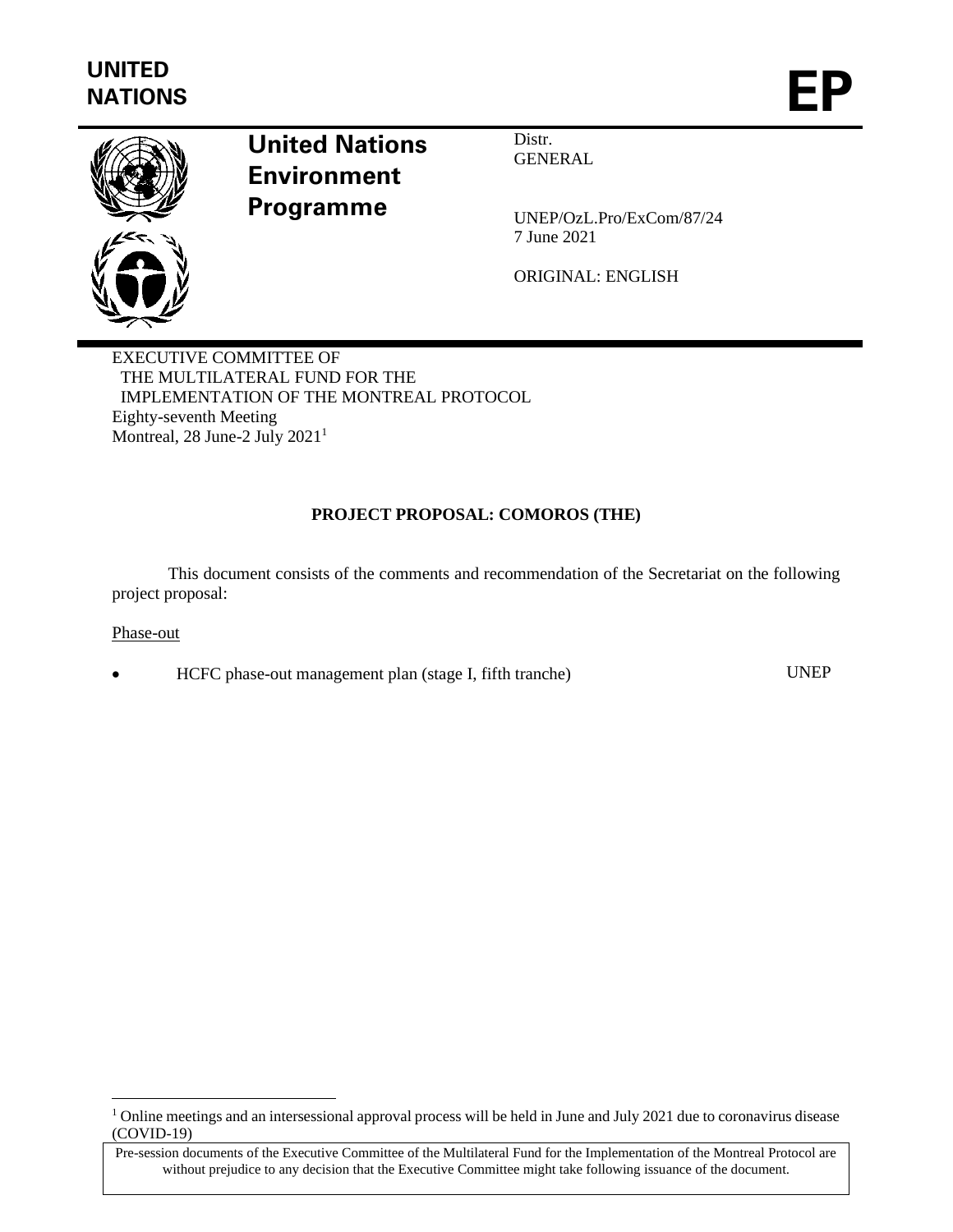**UNITED NATIONS**

**EP**

**United Nations Environment Programme**

Distr.
GENERAL

UNEP/OzL.Pro/ExCom/87/24
7 June 2021

ORIGINAL: ENGLISH

EXECUTIVE COMMITTEE OF
THE MULTILATERAL FUND FOR THE
IMPLEMENTATION OF THE MONTREAL PROTOCOL
Eighty-seventh Meeting
Montreal, 28 June-2 July 2021[1]

**PROJECT PROPOSAL: COMOROS (THE)**

This document consists of the comments and recommendation of the Secretariat on the following project proposal:

Phase-out

- HCFC phase-out management plan (stage I, fifth tranche) UNEP

[1] Online meetings and an intersessional approval process will be held in June and July 2021 due to coronavirus disease (COVID-19)

Pre-session documents of the Executive Committee of the Multilateral Fund for the Implementation of the Montreal Protocol are without prejudice to any decision that the Executive Committee might take following issuance of the document.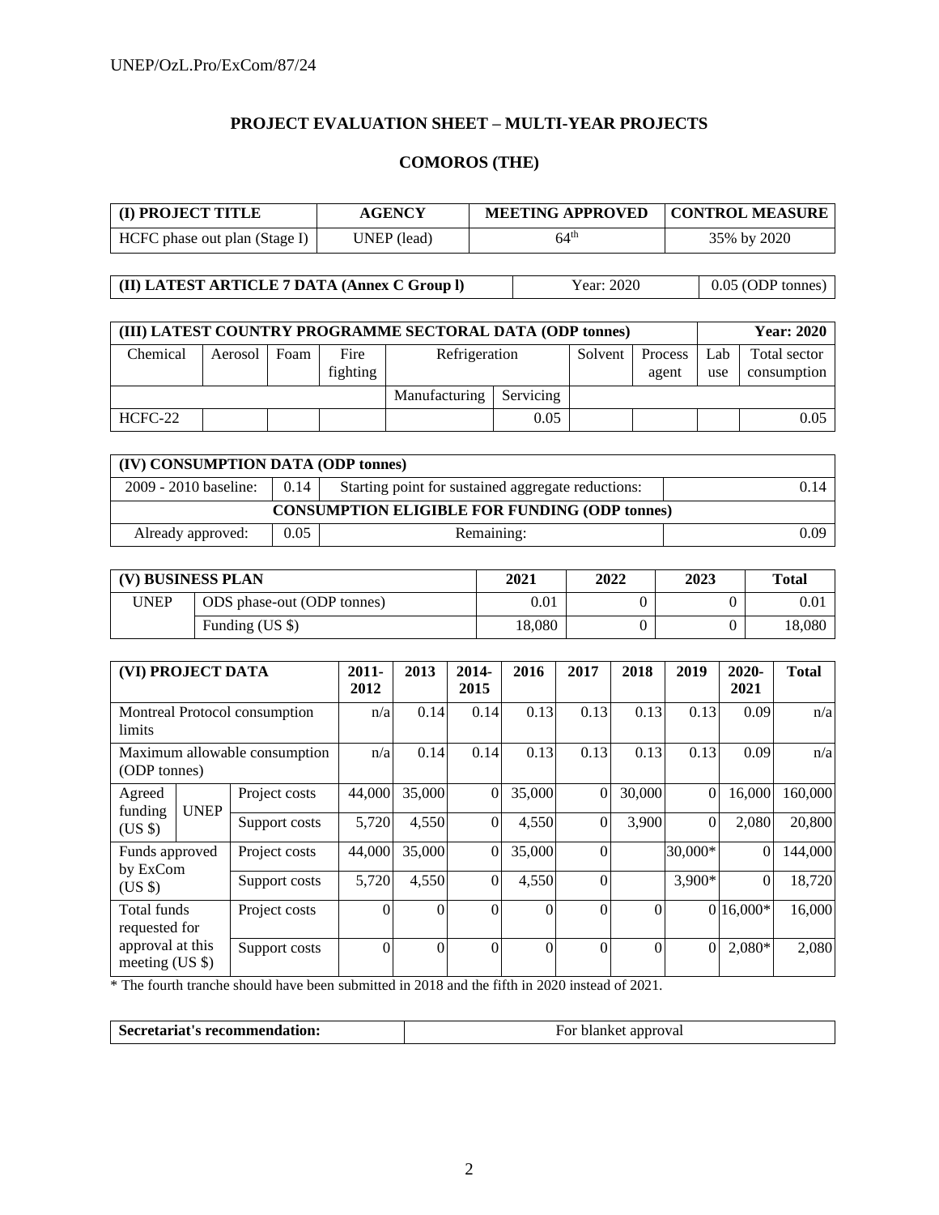## PROJECT EVALUATION SHEET – MULTI-YEAR PROJECTS

## COMOROS (THE)

| (I) PROJECT TITLE | AGENCY | MEETING APPROVED | CONTROL MEASURE |
|---|---|---|---|
| HCFC phase out plan (Stage I) | UNEP (lead) | 64th | 35% by 2020 |

| (II) LATEST ARTICLE 7 DATA (Annex C Group l) | Year: 2020 | 0.05 (ODP tonnes) |
|---|---|---|

| (III) LATEST COUNTRY PROGRAMME SECTORAL DATA (ODP tonnes) | | | | | | | | | Year: 2020 |
|---|---|---|---|---|---|---|---|---|---|
| Chemical | Aerosol | Foam | Fire fighting | Refrigeration | | Solvent | Process agent | Lab use | Total sector consumption |
| | | | | Manufacturing | Servicing | | | | |
| HCFC-22 | | | | | 0.05 | | | | 0.05 |

| (IV) CONSUMPTION DATA (ODP tonnes) | | | |
|---|---|---|---|
| 2009 - 2010 baseline: | 0.14 | Starting point for sustained aggregate reductions: | 0.14 |
| CONSUMPTION ELIGIBLE FOR FUNDING (ODP tonnes) | | | |
| Already approved: | 0.05 | Remaining: | 0.09 |

| (V) BUSINESS PLAN | | 2021 | 2022 | 2023 | Total |
|---|---|---|---|---|---|
| UNEP | ODS phase-out (ODP tonnes) | 0.01 | 0 | 0 | 0.01 |
| | Funding (US $) | 18,080 | 0 | 0 | 18,080 |

| (VI) PROJECT DATA | | | 2011-2012 | 2013 | 2014-2015 | 2016 | 2017 | 2018 | 2019 | 2020-2021 | Total |
|---|---|---|---|---|---|---|---|---|---|---|---|
| Montreal Protocol consumption limits | | | n/a | 0.14 | 0.14 | 0.13 | 0.13 | 0.13 | 0.13 | 0.09 | n/a |
| Maximum allowable consumption (ODP tonnes) | | | n/a | 0.14 | 0.14 | 0.13 | 0.13 | 0.13 | 0.13 | 0.09 | n/a |
| Agreed funding (US $) | UNEP | Project costs | 44,000 | 35,000 | 0 | 35,000 | 0 | 30,000 | 0 | 16,000 | 160,000 |
| | | Support costs | 5,720 | 4,550 | 0 | 4,550 | 0 | 3,900 | 0 | 2,080 | 20,800 |
| Funds approved by ExCom (US $) | | Project costs | 44,000 | 35,000 | 0 | 35,000 | 0 | | 30,000* | 0 | 144,000 |
| | | Support costs | 5,720 | 4,550 | 0 | 4,550 | 0 | | 3,900* | 0 | 18,720 |
| Total funds requested for approval at this meeting (US $) | | Project costs | 0 | 0 | 0 | 0 | 0 | 0 | 0 | 16,000* | 16,000 |
| | | Support costs | 0 | 0 | 0 | 0 | 0 | 0 | 0 | 2,080* | 2,080 |

\* The fourth tranche should have been submitted in 2018 and the fifth in 2020 instead of 2021.

| Secretariat's recommendation: | For blanket approval |
|---|---|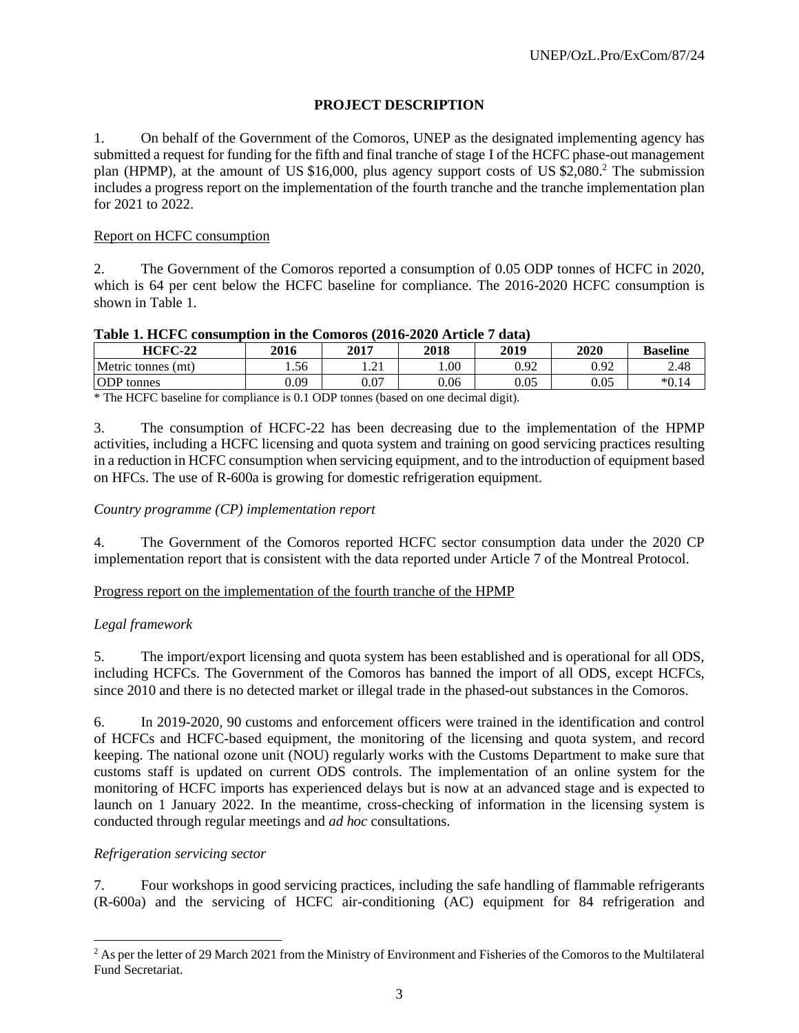## PROJECT DESCRIPTION

1. On behalf of the Government of the Comoros, UNEP as the designated implementing agency has submitted a request for funding for the fifth and final tranche of stage I of the HCFC phase-out management plan (HPMP), at the amount of US $16,000, plus agency support costs of US $2,080.[2] The submission includes a progress report on the implementation of the fourth tranche and the tranche implementation plan for 2021 to 2022.

### Report on HCFC consumption

2. The Government of the Comoros reported a consumption of 0.05 ODP tonnes of HCFC in 2020, which is 64 per cent below the HCFC baseline for compliance. The 2016-2020 HCFC consumption is shown in Table 1.

**Table 1. HCFC consumption in the Comoros (2016-2020 Article 7 data)**

| HCFC-22 | 2016 | 2017 | 2018 | 2019 | 2020 | Baseline |
|---|---|---|---|---|---|---|
| Metric tonnes (mt) | 1.56 | 1.21 | 1.00 | 0.92 | 0.92 | 2.48 |
| ODP tonnes | 0.09 | 0.07 | 0.06 | 0.05 | 0.05 | *0.14 |

\* The HCFC baseline for compliance is 0.1 ODP tonnes (based on one decimal digit).

3. The consumption of HCFC-22 has been decreasing due to the implementation of the HPMP activities, including a HCFC licensing and quota system and training on good servicing practices resulting in a reduction in HCFC consumption when servicing equipment, and to the introduction of equipment based on HFCs. The use of R-600a is growing for domestic refrigeration equipment.

*Country programme (CP) implementation report*

4. The Government of the Comoros reported HCFC sector consumption data under the 2020 CP implementation report that is consistent with the data reported under Article 7 of the Montreal Protocol.

### Progress report on the implementation of the fourth tranche of the HPMP

*Legal framework*

5. The import/export licensing and quota system has been established and is operational for all ODS, including HCFCs. The Government of the Comoros has banned the import of all ODS, except HCFCs, since 2010 and there is no detected market or illegal trade in the phased-out substances in the Comoros.

6. In 2019-2020, 90 customs and enforcement officers were trained in the identification and control of HCFCs and HCFC-based equipment, the monitoring of the licensing and quota system, and record keeping. The national ozone unit (NOU) regularly works with the Customs Department to make sure that customs staff is updated on current ODS controls. The implementation of an online system for the monitoring of HCFC imports has experienced delays but is now at an advanced stage and is expected to launch on 1 January 2022. In the meantime, cross-checking of information in the licensing system is conducted through regular meetings and *ad hoc* consultations.

*Refrigeration servicing sector*

7. Four workshops in good servicing practices, including the safe handling of flammable refrigerants (R-600a) and the servicing of HCFC air-conditioning (AC) equipment for 84 refrigeration and

[2] As per the letter of 29 March 2021 from the Ministry of Environment and Fisheries of the Comoros to the Multilateral Fund Secretariat.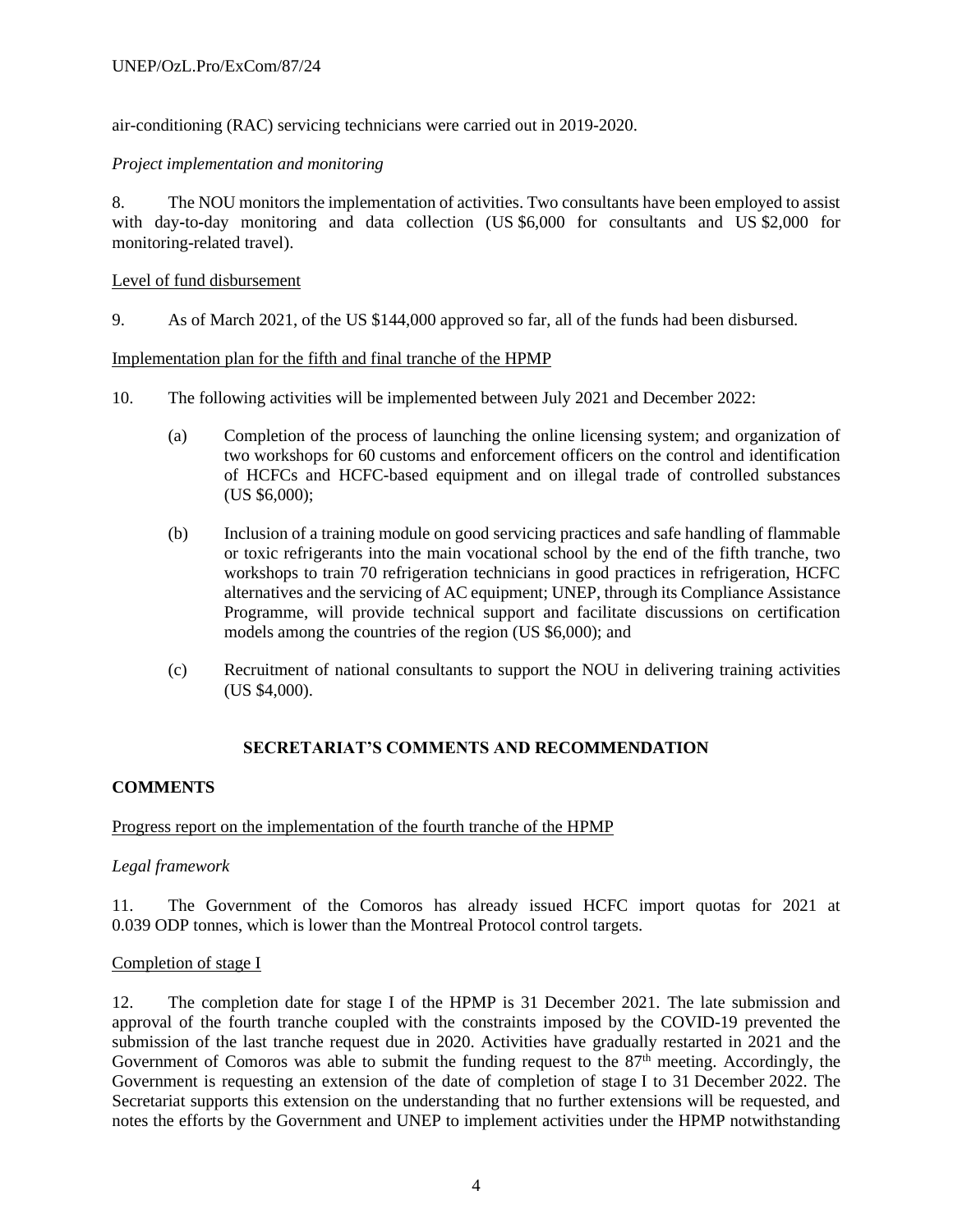air-conditioning (RAC) servicing technicians were carried out in 2019-2020.

*Project implementation and monitoring*

8. The NOU monitors the implementation of activities. Two consultants have been employed to assist with day-to-day monitoring and data collection (US $6,000 for consultants and US $2,000 for monitoring-related travel).

Level of fund disbursement

9. As of March 2021, of the US $144,000 approved so far, all of the funds had been disbursed.

Implementation plan for the fifth and final tranche of the HPMP

10. The following activities will be implemented between July 2021 and December 2022:

(a) Completion of the process of launching the online licensing system; and organization of two workshops for 60 customs and enforcement officers on the control and identification of HCFCs and HCFC-based equipment and on illegal trade of controlled substances (US $6,000);

(b) Inclusion of a training module on good servicing practices and safe handling of flammable or toxic refrigerants into the main vocational school by the end of the fifth tranche, two workshops to train 70 refrigeration technicians in good practices in refrigeration, HCFC alternatives and the servicing of AC equipment; UNEP, through its Compliance Assistance Programme, will provide technical support and facilitate discussions on certification models among the countries of the region (US $6,000); and

(c) Recruitment of national consultants to support the NOU in delivering training activities (US $4,000).

## SECRETARIAT'S COMMENTS AND RECOMMENDATION

### COMMENTS

Progress report on the implementation of the fourth tranche of the HPMP

*Legal framework*

11. The Government of the Comoros has already issued HCFC import quotas for 2021 at 0.039 ODP tonnes, which is lower than the Montreal Protocol control targets.

Completion of stage I

12. The completion date for stage I of the HPMP is 31 December 2021. The late submission and approval of the fourth tranche coupled with the constraints imposed by the COVID-19 prevented the submission of the last tranche request due in 2020. Activities have gradually restarted in 2021 and the Government of Comoros was able to submit the funding request to the 87th meeting. Accordingly, the Government is requesting an extension of the date of completion of stage I to 31 December 2022. The Secretariat supports this extension on the understanding that no further extensions will be requested, and notes the efforts by the Government and UNEP to implement activities under the HPMP notwithstanding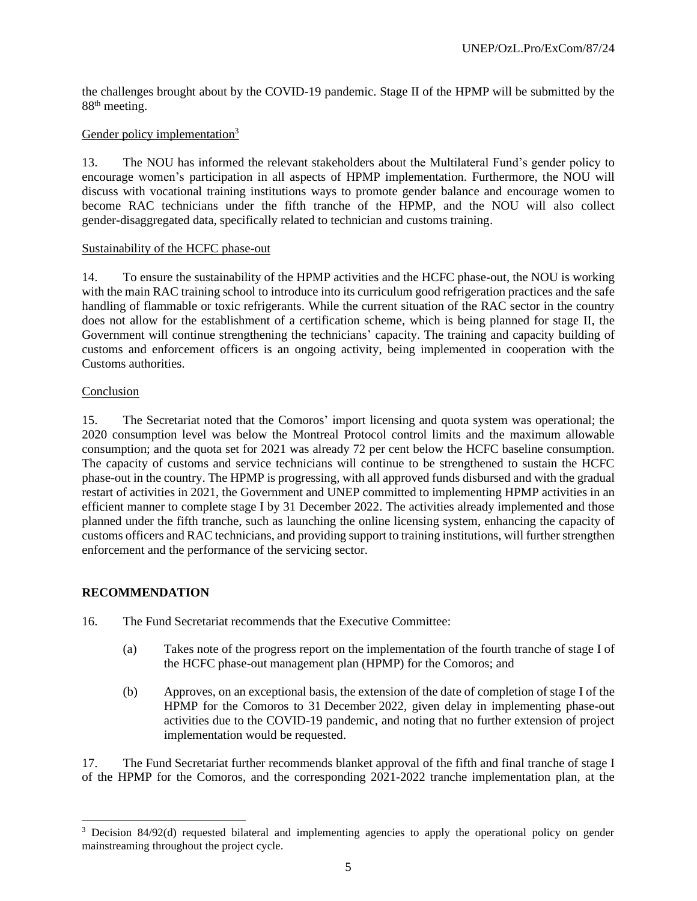the challenges brought about by the COVID-19 pandemic. Stage II of the HPMP will be submitted by the 88th meeting.

Gender policy implementation[3]

13. The NOU has informed the relevant stakeholders about the Multilateral Fund's gender policy to encourage women's participation in all aspects of HPMP implementation. Furthermore, the NOU will discuss with vocational training institutions ways to promote gender balance and encourage women to become RAC technicians under the fifth tranche of the HPMP, and the NOU will also collect gender-disaggregated data, specifically related to technician and customs training.

Sustainability of the HCFC phase-out

14. To ensure the sustainability of the HPMP activities and the HCFC phase-out, the NOU is working with the main RAC training school to introduce into its curriculum good refrigeration practices and the safe handling of flammable or toxic refrigerants. While the current situation of the RAC sector in the country does not allow for the establishment of a certification scheme, which is being planned for stage II, the Government will continue strengthening the technicians' capacity. The training and capacity building of customs and enforcement officers is an ongoing activity, being implemented in cooperation with the Customs authorities.

Conclusion

15. The Secretariat noted that the Comoros' import licensing and quota system was operational; the 2020 consumption level was below the Montreal Protocol control limits and the maximum allowable consumption; and the quota set for 2021 was already 72 per cent below the HCFC baseline consumption. The capacity of customs and service technicians will continue to be strengthened to sustain the HCFC phase-out in the country. The HPMP is progressing, with all approved funds disbursed and with the gradual restart of activities in 2021, the Government and UNEP committed to implementing HPMP activities in an efficient manner to complete stage I by 31 December 2022. The activities already implemented and those planned under the fifth tranche, such as launching the online licensing system, enhancing the capacity of customs officers and RAC technicians, and providing support to training institutions, will further strengthen enforcement and the performance of the servicing sector.

## RECOMMENDATION

16. The Fund Secretariat recommends that the Executive Committee:

(a) Takes note of the progress report on the implementation of the fourth tranche of stage I of the HCFC phase-out management plan (HPMP) for the Comoros; and

(b) Approves, on an exceptional basis, the extension of the date of completion of stage I of the HPMP for the Comoros to 31 December 2022, given delay in implementing phase-out activities due to the COVID-19 pandemic, and noting that no further extension of project implementation would be requested.

17. The Fund Secretariat further recommends blanket approval of the fifth and final tranche of stage I of the HPMP for the Comoros, and the corresponding 2021-2022 tranche implementation plan, at the

---

[3] Decision 84/92(d) requested bilateral and implementing agencies to apply the operational policy on gender mainstreaming throughout the project cycle.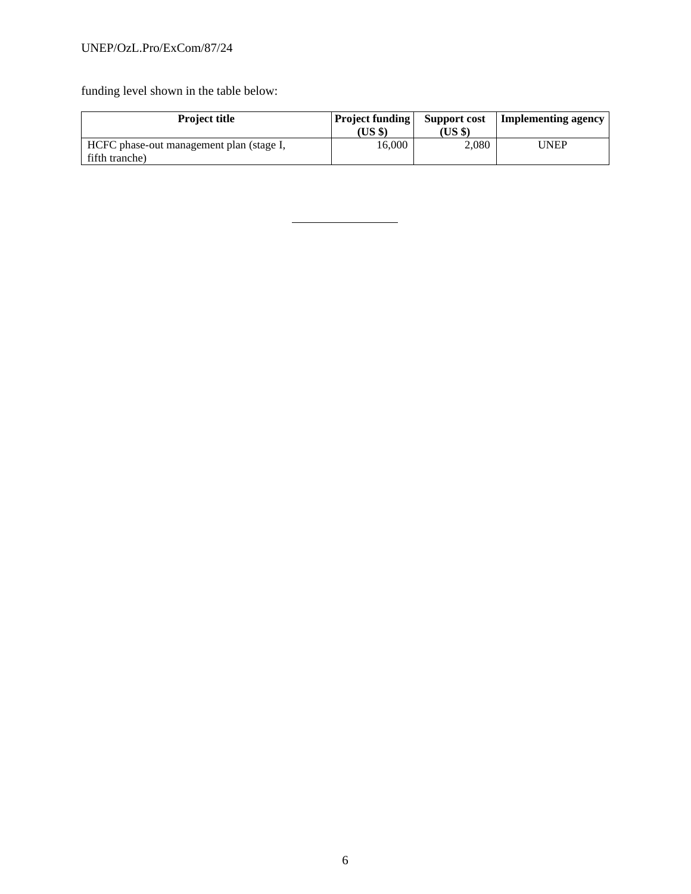funding level shown in the table below:

| Project title | Project funding (US $) | Support cost (US $) | Implementing agency |
|---|---|---|---|
| HCFC phase-out management plan (stage I, fifth tranche) | 16,000 | 2,080 | UNEP |